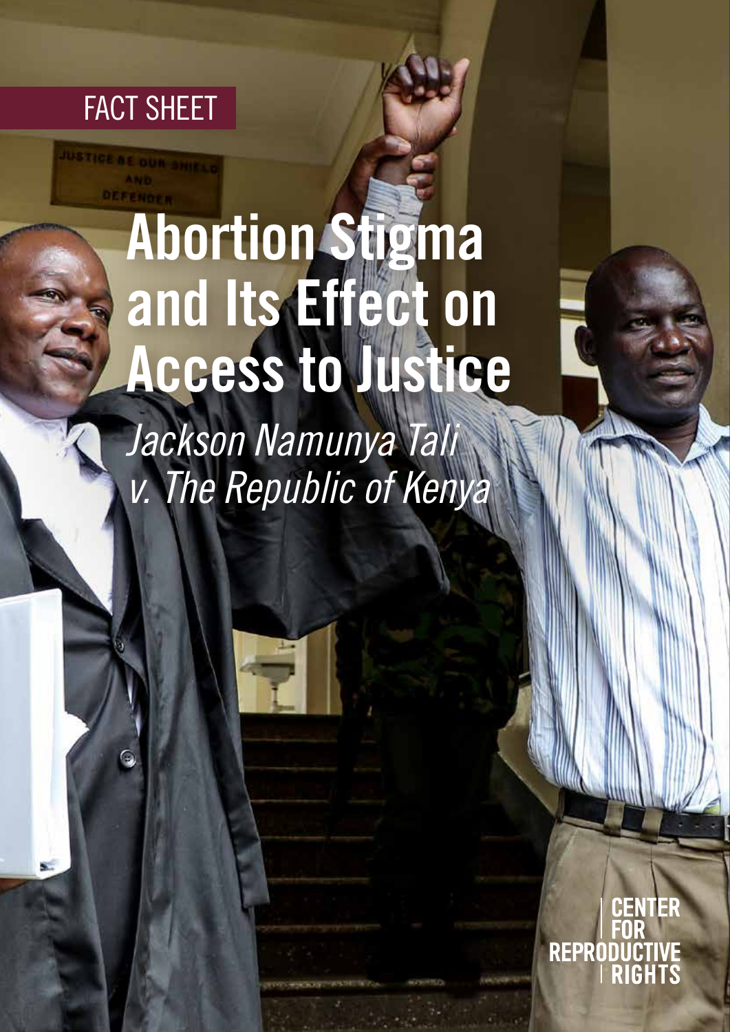FACT SHEET

# Abortion Stigma and Its Effect on Access to Justice

*Jackson Namunya Tali v. The Republic of Kenya*

CENTER FOR REPRODUCTIVE RIGHTS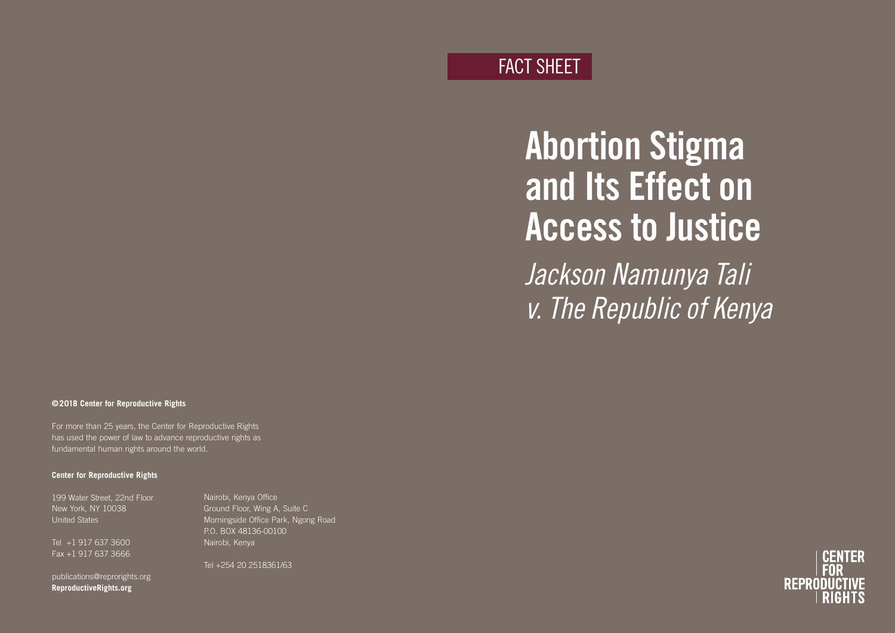FACT SHEET

# Abortion Stigma and Its Effect on Access to Justice

## *Jackson Namunya Tali v. The Republic of Kenya*

**©2018 Center for Reproductive Rights**

For more than 25 years, the Center for Reproductive Rights has used the power of law to advance reproductive rights as fundamental human rights around the world.

**Center for Reproductive Rights**

199 Water Street, 22nd Floor
New York, NY 10038
United States

Tel +1 917 637 3600
Fax +1 917 637 3666

publications@reprorights.org
**ReproductiveRights.org**

Nairobi, Kenya Office
Ground Floor, Wing A, Suite C
Morningside Office Park, Ngong Road
P.O. BOX 48136-00100
Nairobi, Kenya

Tel +254 20 2518361/63

CENTER FOR REPRODUCTIVE RIGHTS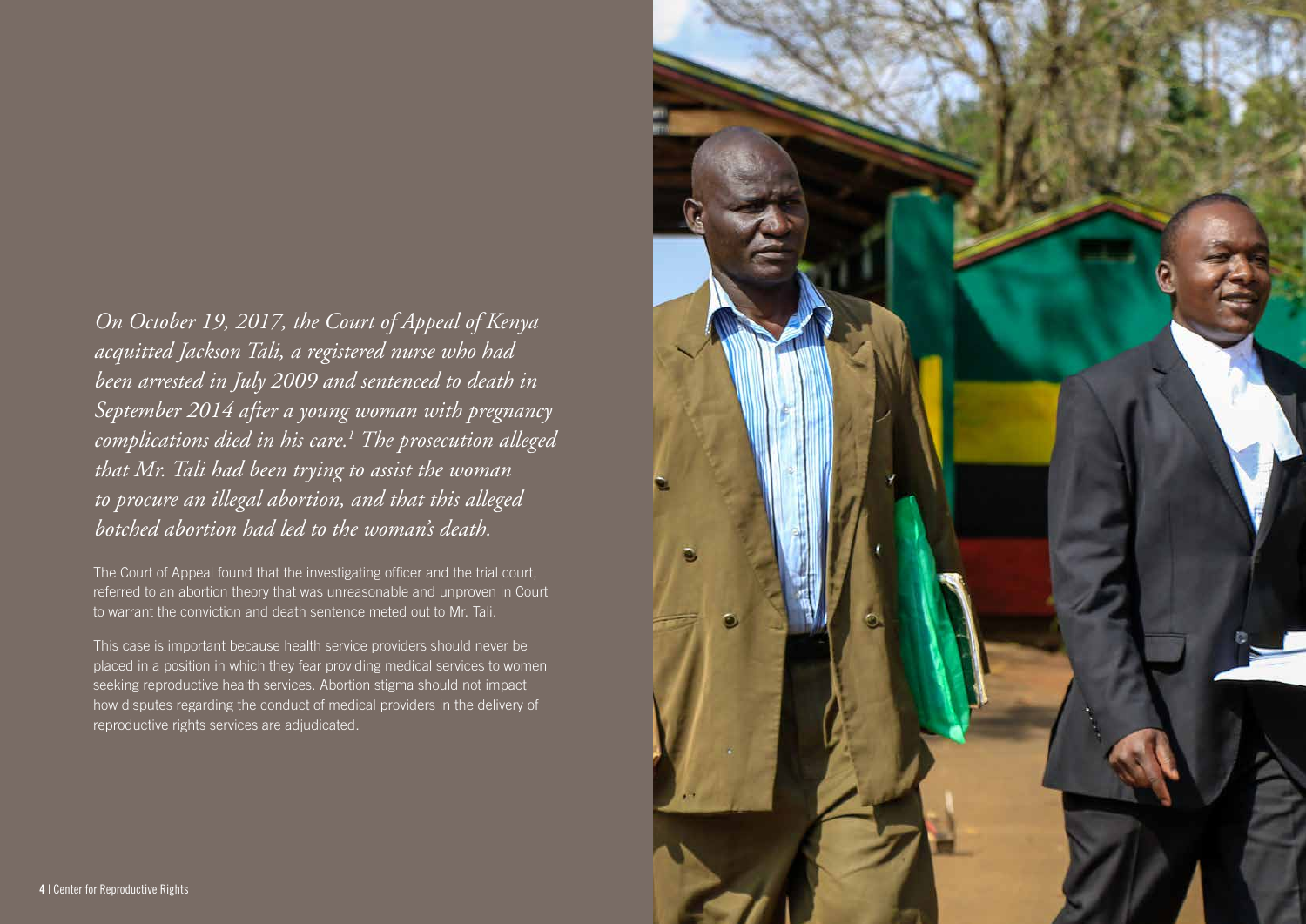*On October 19, 2017, the Court of Appeal of Kenya acquitted Jackson Tali, a registered nurse who had been arrested in July 2009 and sentenced to death in September 2014 after a young woman with pregnancy complications died in his care.[1] The prosecution alleged that Mr. Tali had been trying to assist the woman to procure an illegal abortion, and that this alleged botched abortion had led to the woman's death.*

The Court of Appeal found that the investigating officer and the trial court, referred to an abortion theory that was unreasonable and unproven in Court to warrant the conviction and death sentence meted out to Mr. Tali.

This case is important because health service providers should never be placed in a position in which they fear providing medical services to women seeking reproductive health services. Abortion stigma should not impact how disputes regarding the conduct of medical providers in the delivery of reproductive rights services are adjudicated.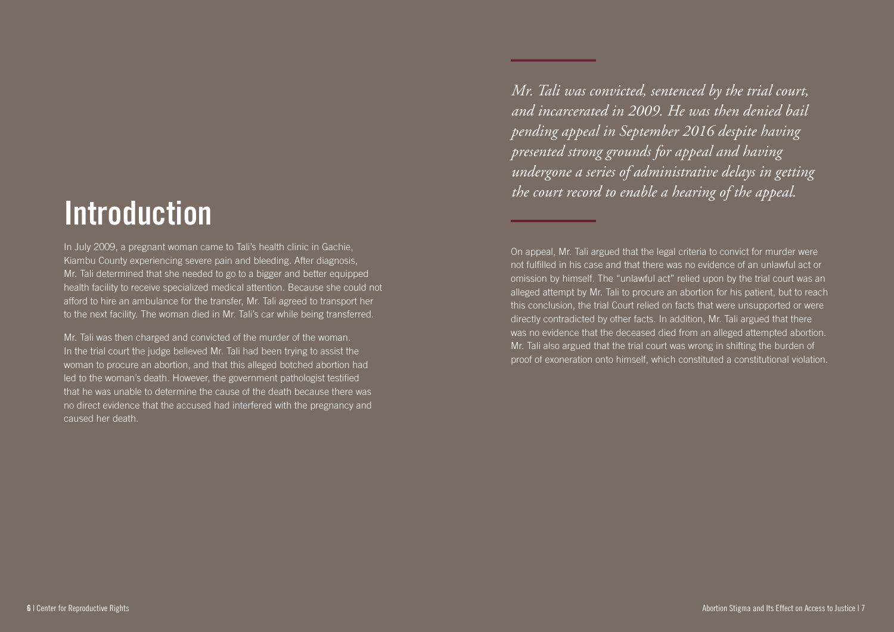# Introduction

In July 2009, a pregnant woman came to Tali's health clinic in Gachie, Kiambu County experiencing severe pain and bleeding. After diagnosis, Mr. Tali determined that she needed to go to a bigger and better equipped health facility to receive specialized medical attention. Because she could not afford to hire an ambulance for the transfer, Mr. Tali agreed to transport her to the next facility. The woman died in Mr. Tali's car while being transferred.

Mr. Tali was then charged and convicted of the murder of the woman. In the trial court the judge believed Mr. Tali had been trying to assist the woman to procure an abortion, and that this alleged botched abortion had led to the woman's death. However, the government pathologist testified that he was unable to determine the cause of the death because there was no direct evidence that the accused had interfered with the pregnancy and caused her death.

*Mr. Tali was convicted, sentenced by the trial court, and incarcerated in 2009. He was then denied bail pending appeal in September 2016 despite having presented strong grounds for appeal and having undergone a series of administrative delays in getting the court record to enable a hearing of the appeal.*

On appeal, Mr. Tali argued that the legal criteria to convict for murder were not fulfilled in his case and that there was no evidence of an unlawful act or omission by himself. The "unlawful act" relied upon by the trial court was an alleged attempt by Mr. Tali to procure an abortion for his patient, but to reach this conclusion, the trial Court relied on facts that were unsupported or were directly contradicted by other facts. In addition, Mr. Tali argued that there was no evidence that the deceased died from an alleged attempted abortion. Mr. Tali also argued that the trial court was wrong in shifting the burden of proof of exoneration onto himself, which constituted a constitutional violation.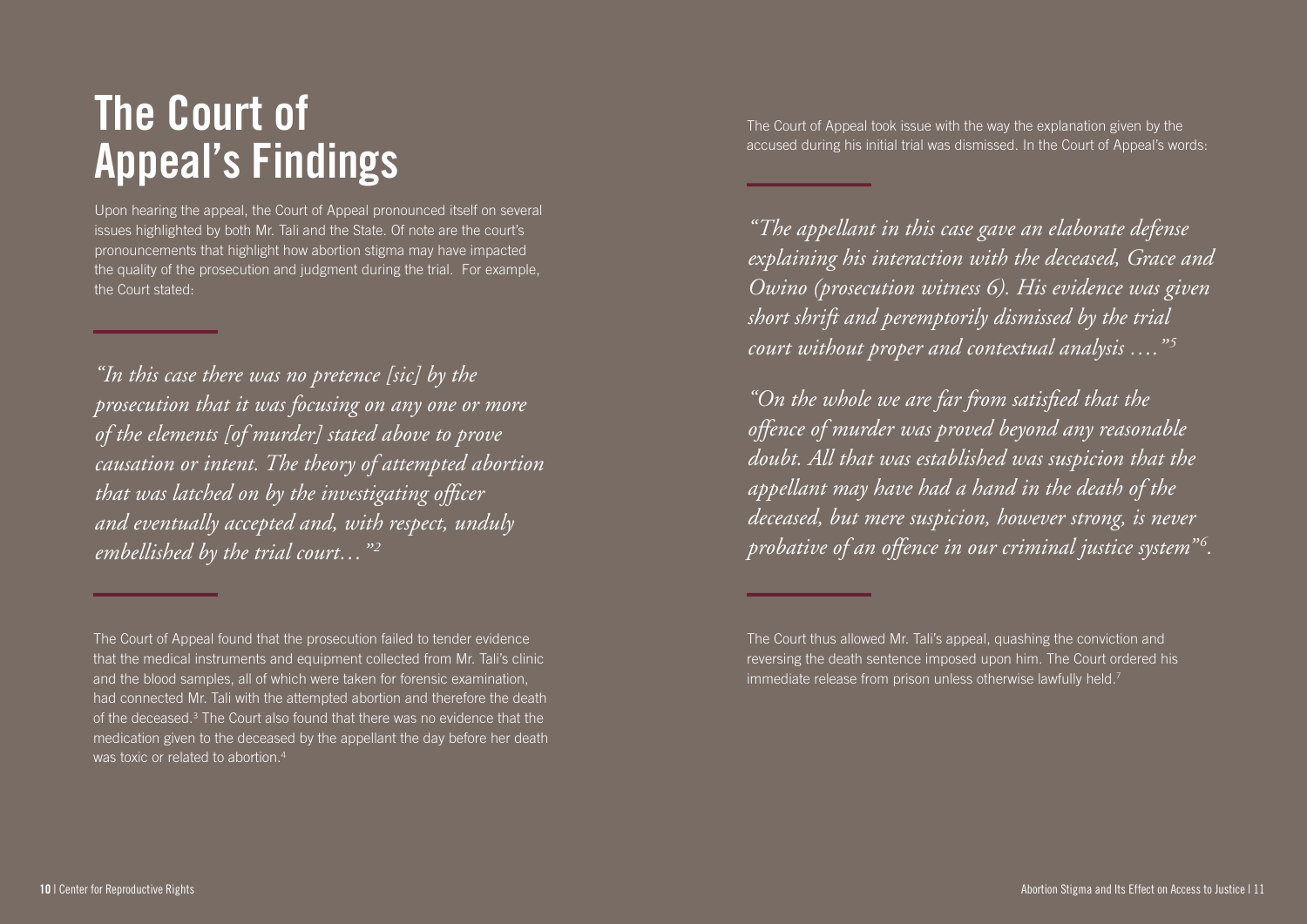# The Court of Appeal's Findings

Upon hearing the appeal, the Court of Appeal pronounced itself on several issues highlighted by both Mr. Tali and the State. Of note are the court's pronouncements that highlight how abortion stigma may have impacted the quality of the prosecution and judgment during the trial. For example, the Court stated:

*"In this case there was no pretence [sic] by the prosecution that it was focusing on any one or more of the elements [of murder] stated above to prove causation or intent. The theory of attempted abortion that was latched on by the investigating officer and eventually accepted and, with respect, unduly embellished by the trial court…"*[2]

The Court of Appeal found that the prosecution failed to tender evidence that the medical instruments and equipment collected from Mr. Tali's clinic and the blood samples, all of which were taken for forensic examination, had connected Mr. Tali with the attempted abortion and therefore the death of the deceased.[3] The Court also found that there was no evidence that the medication given to the deceased by the appellant the day before her death was toxic or related to abortion.[4]

The Court of Appeal took issue with the way the explanation given by the accused during his initial trial was dismissed. In the Court of Appeal's words:

*"The appellant in this case gave an elaborate defense explaining his interaction with the deceased, Grace and Owino (prosecution witness 6). His evidence was given short shrift and peremptorily dismissed by the trial court without proper and contextual analysis …."*[5]

*"On the whole we are far from satisfied that the offence of murder was proved beyond any reasonable doubt. All that was established was suspicion that the appellant may have had a hand in the death of the deceased, but mere suspicion, however strong, is never probative of an offence in our criminal justice system"*[6].

The Court thus allowed Mr. Tali's appeal, quashing the conviction and reversing the death sentence imposed upon him. The Court ordered his immediate release from prison unless otherwise lawfully held.[7]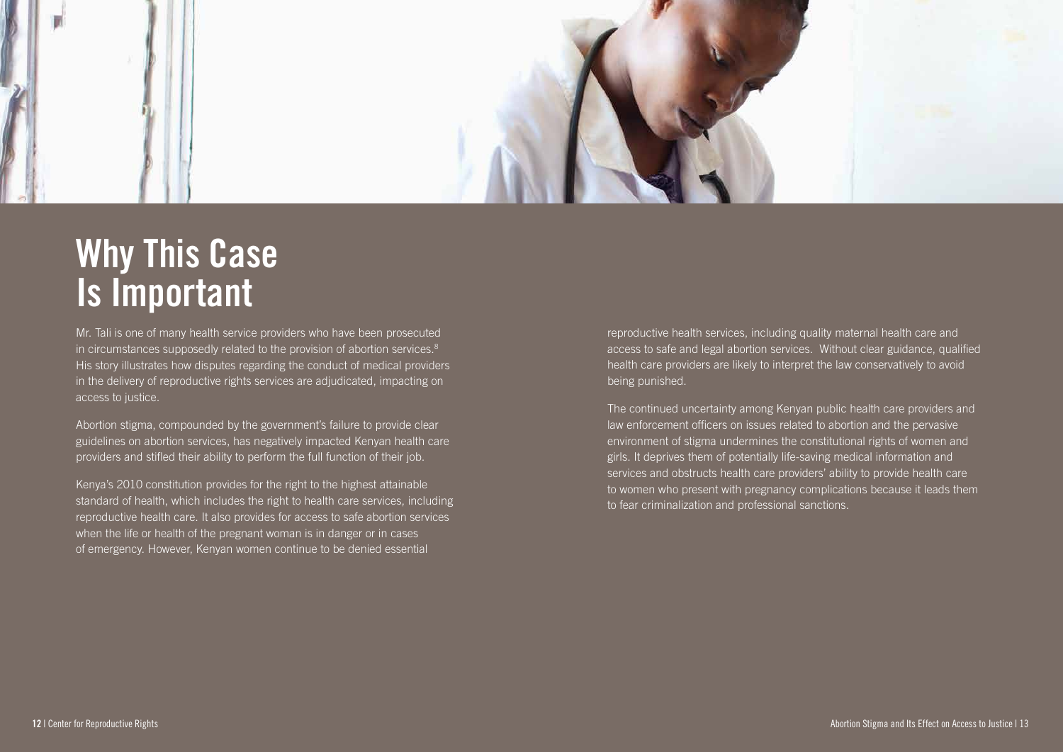# Why This Case Is Important

Mr. Tali is one of many health service providers who have been prosecuted in circumstances supposedly related to the provision of abortion services.[8] His story illustrates how disputes regarding the conduct of medical providers in the delivery of reproductive rights services are adjudicated, impacting on access to justice.

Abortion stigma, compounded by the government's failure to provide clear guidelines on abortion services, has negatively impacted Kenyan health care providers and stifled their ability to perform the full function of their job.

Kenya's 2010 constitution provides for the right to the highest attainable standard of health, which includes the right to health care services, including reproductive health care. It also provides for access to safe abortion services when the life or health of the pregnant woman is in danger or in cases of emergency. However, Kenyan women continue to be denied essential reproductive health services, including quality maternal health care and access to safe and legal abortion services. Without clear guidance, qualified health care providers are likely to interpret the law conservatively to avoid being punished.

The continued uncertainty among Kenyan public health care providers and law enforcement officers on issues related to abortion and the pervasive environment of stigma undermines the constitutional rights of women and girls. It deprives them of potentially life-saving medical information and services and obstructs health care providers' ability to provide health care to women who present with pregnancy complications because it leads them to fear criminalization and professional sanctions.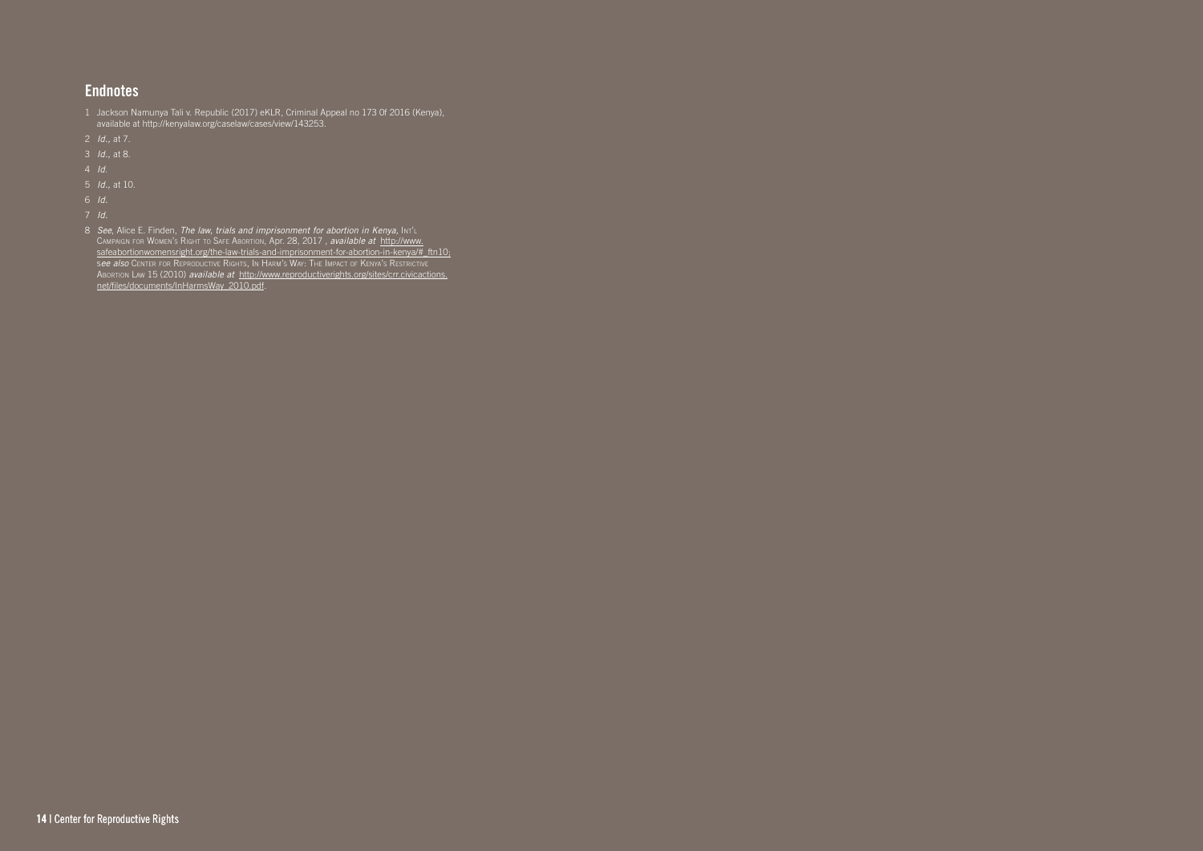## Endnotes

1 Jackson Namunya Tali v. Republic (2017) eKLR, Criminal Appeal no 173 0f 2016 (Kenya), available at http://kenyalaw.org/caselaw/cases/view/143253.

2 *Id.*, at 7.

3 *Id.*, at 8.

4 *Id.*

5 *Id.*, at 10.

6 *Id.*

7 *Id.*

8 *See*, Alice E. Finden, *The law, trials and imprisonment for abortion in Kenya*, Int'l Campaign for Women's Right to Safe Abortion, Apr. 28, 2017 , *available at* http://www.safeabortionwomensright.org/the-law-trials-and-imprisonment-for-abortion-in-kenya/#_ftn10; *see also* Center for Reproductive Rights, In Harm's Way: The Impact of Kenya's Restrictive Abortion Law 15 (2010) *available at* http://www.reproductiverights.org/sites/crr.civicactions.net/files/documents/InHarmsWay_2010.pdf.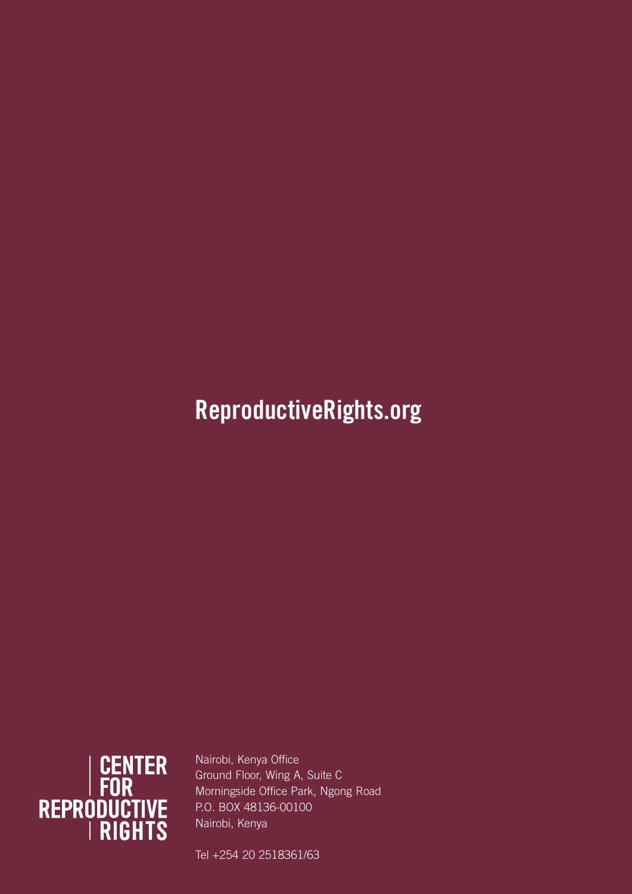**ReproductiveRights.org**

CENTER FOR REPRODUCTIVE RIGHTS

Nairobi, Kenya Office
Ground Floor, Wing A, Suite C
Morningside Office Park, Ngong Road
P.O. BOX 48136-00100
Nairobi, Kenya

Tel +254 20 2518361/63